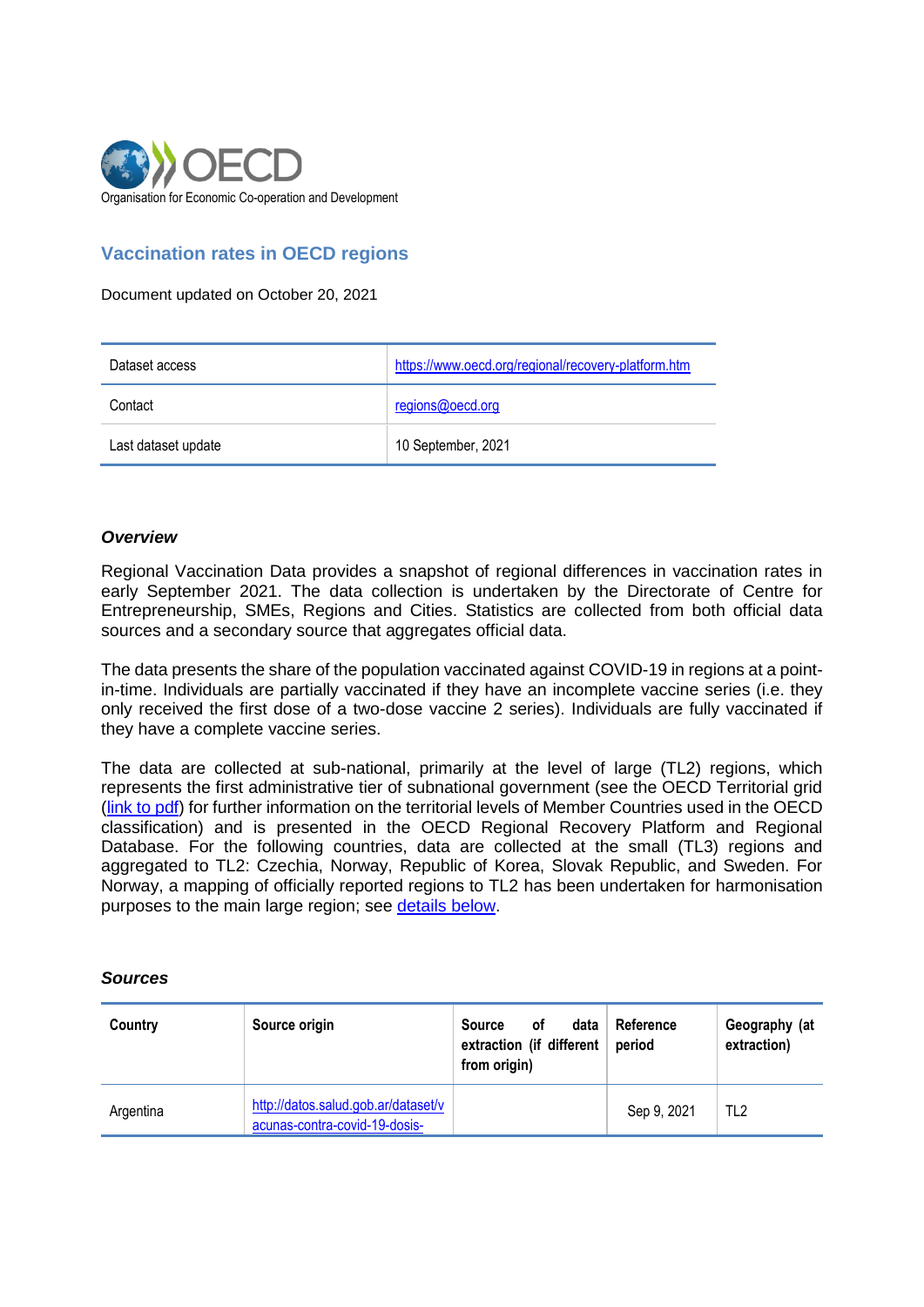OECD

Organisation for Economic Co-operation and Development

## Vaccination rates in OECD regions

Document updated on October 20, 2021

| Dataset access | https://www.oecd.org/regional/recovery-platform.htm |
|---|---|
| Contact | regions@oecd.org |
| Last dataset update | 10 September, 2021 |

### *Overview*

Regional Vaccination Data provides a snapshot of regional differences in vaccination rates in early September 2021. The data collection is undertaken by the Directorate of Centre for Entrepreneurship, SMEs, Regions and Cities. Statistics are collected from both official data sources and a secondary source that aggregates official data.

The data presents the share of the population vaccinated against COVID-19 in regions at a point-in-time. Individuals are partially vaccinated if they have an incomplete vaccine series (i.e. they only received the first dose of a two-dose vaccine 2 series). Individuals are fully vaccinated if they have a complete vaccine series.

The data are collected at sub-national, primarily at the level of large (TL2) regions, which represents the first administrative tier of subnational government (see the OECD Territorial grid (link to pdf) for further information on the territorial levels of Member Countries used in the OECD classification) and is presented in the OECD Regional Recovery Platform and Regional Database. For the following countries, data are collected at the small (TL3) regions and aggregated to TL2: Czechia, Norway, Republic of Korea, Slovak Republic, and Sweden. For Norway, a mapping of officially reported regions to TL2 has been undertaken for harmonisation purposes to the main large region; see details below.

### *Sources*

| Country | Source origin | Source of data extraction (if different from origin) | Reference period | Geography (at extraction) |
|---|---|---|---|---|
| Argentina | http://datos.salud.gob.ar/dataset/vacunas-contra-covid-19-dosis- | | Sep 9, 2021 | TL2 |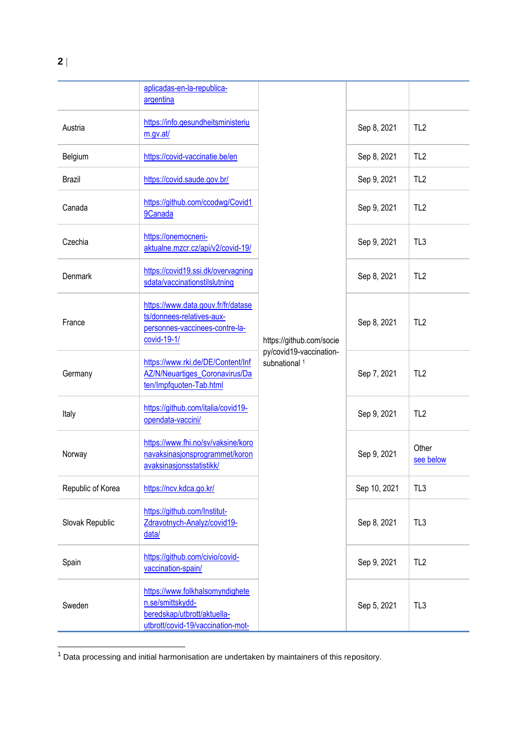| | | | | |
|---|---|---|---|---|
| | aplicadas-en-la-republica-argentina | | | |
| Austria | https://info.gesundheitsministerium.gv.at/ | https://github.com/sociepy/covid19-vaccination-subnational [1] | Sep 8, 2021 | TL2 |
| Belgium | https://covid-vaccinatie.be/en | | Sep 8, 2021 | TL2 |
| Brazil | https://covid.saude.gov.br/ | | Sep 9, 2021 | TL2 |
| Canada | https://github.com/ccodwg/Covid19Canada | | Sep 9, 2021 | TL2 |
| Czechia | https://onemocneni-aktualne.mzcr.cz/api/v2/covid-19/ | | Sep 9, 2021 | TL3 |
| Denmark | https://covid19.ssi.dk/overvagningsdata/vaccinationstilslutning | | Sep 8, 2021 | TL2 |
| France | https://www.data.gouv.fr/fr/datasets/donnees-relatives-aux-personnes-vaccinees-contre-la-covid-19-1/ | | Sep 8, 2021 | TL2 |
| Germany | https://www.rki.de/DE/Content/InfAZ/N/Neuartiges_Coronavirus/Daten/Impfquoten-Tab.html | | Sep 7, 2021 | TL2 |
| Italy | https://github.com/italia/covid19-opendata-vaccini/ | | Sep 9, 2021 | TL2 |
| Norway | https://www.fhi.no/sv/vaksine/koronavaksinasjonsprogrammet/koronavaksinasjonsstatistikk/ | | Sep 9, 2021 | Other see below |
| Republic of Korea | https://ncv.kdca.go.kr/ | | Sep 10, 2021 | TL3 |
| Slovak Republic | https://github.com/Institut-Zdravotnych-Analyz/covid19-data/ | | Sep 8, 2021 | TL3 |
| Spain | https://github.com/civio/covid-vaccination-spain/ | | Sep 9, 2021 | TL2 |
| Sweden | https://www.folkhalsomyndigheten.se/smittskydd-beredskap/utbrott/aktuella-utbrott/covid-19/vaccination-mot- | | Sep 5, 2021 | TL3 |

[1] Data processing and initial harmonisation are undertaken by maintainers of this repository.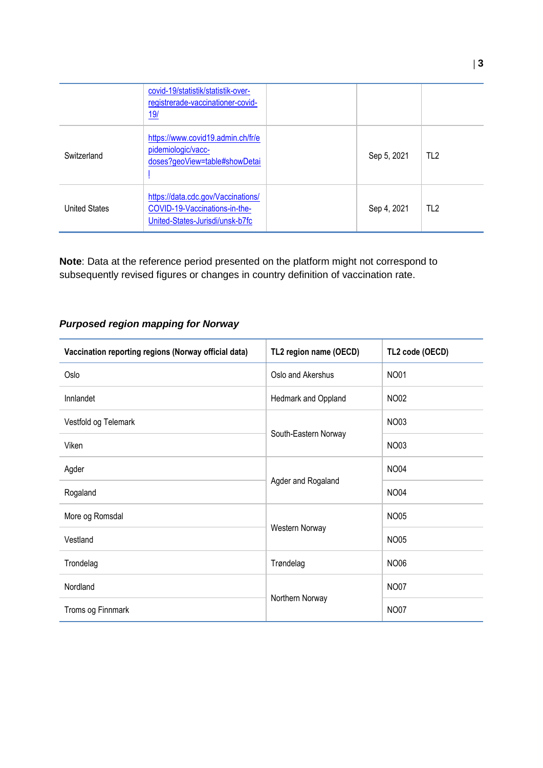| | | | | |
|---|---|---|---|---|
| | covid-19/statistik/statistik-over-registrerade-vaccinationer-covid-19/ | | | |
| Switzerland | https://www.covid19.admin.ch/fr/epidemiologic/vacc-doses?geoView=table#showDetail | | Sep 5, 2021 | TL2 |
| United States | https://data.cdc.gov/Vaccinations/COVID-19-Vaccinations-in-the-United-States-Jurisdi/unsk-b7fc | | Sep 4, 2021 | TL2 |

**Note**: Data at the reference period presented on the platform might not correspond to subsequently revised figures or changes in country definition of vaccination rate.

***Purposed region mapping for Norway***

| Vaccination reporting regions (Norway official data) | TL2 region name (OECD) | TL2 code (OECD) |
|---|---|---|
| Oslo | Oslo and Akershus | NO01 |
| Innlandet | Hedmark and Oppland | NO02 |
| Vestfold og Telemark | South-Eastern Norway | NO03 |
| Viken | | NO03 |
| Agder | Agder and Rogaland | NO04 |
| Rogaland | | NO04 |
| More og Romsdal | Western Norway | NO05 |
| Vestland | | NO05 |
| Trondelag | Trøndelag | NO06 |
| Nordland | Northern Norway | NO07 |
| Troms og Finnmark | | NO07 |